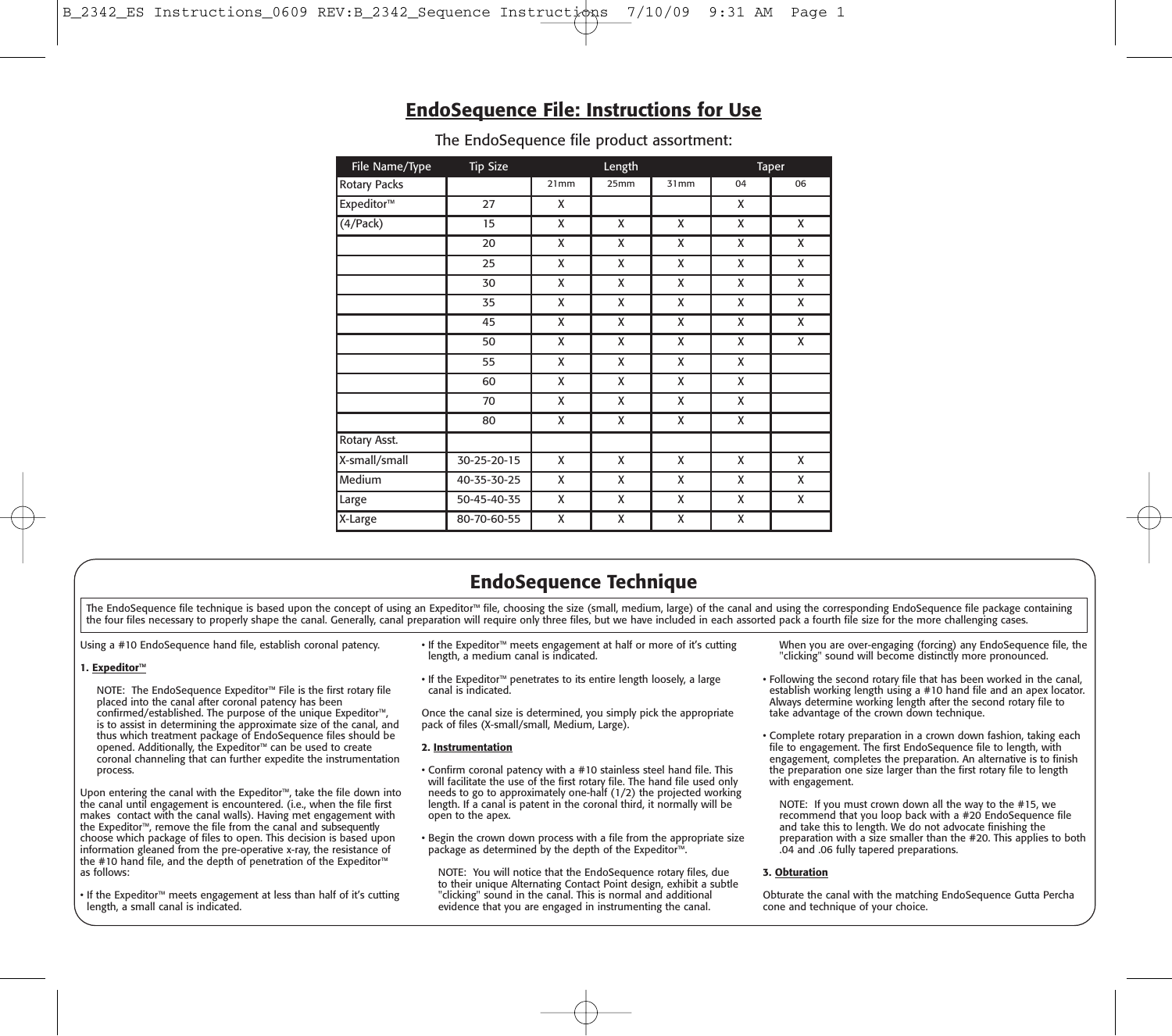# EndoSequence File: Instructions for Use

The EndoSequence file product assortment:

| File Name/Type | Tip Size | Length | | | Taper | |
|---|---|---|---|---|---|---|
| Rotary Packs | | 21mm | 25mm | 31mm | 04 | 06 |
| Expeditor™ | 27 | X | | | X | |
| (4/Pack) | 15 | X | X | X | X | X |
| | 20 | X | X | X | X | X |
| | 25 | X | X | X | X | X |
| | 30 | X | X | X | X | X |
| | 35 | X | X | X | X | X |
| | 45 | X | X | X | X | X |
| | 50 | X | X | X | X | X |
| | 55 | X | X | X | X | |
| | 60 | X | X | X | X | |
| | 70 | X | X | X | X | |
| | 80 | X | X | X | X | |
| Rotary Asst. | | | | | | |
| X-small/small | 30-25-20-15 | X | X | X | X | X |
| Medium | 40-35-30-25 | X | X | X | X | X |
| Large | 50-45-40-35 | X | X | X | X | X |
| X-Large | 80-70-60-55 | X | X | X | X | |

## EndoSequence Technique

The EndoSequence file technique is based upon the concept of using an Expeditor™ file, choosing the size (small, medium, large) of the canal and using the corresponding EndoSequence file package containing the four files necessary to properly shape the canal. Generally, canal preparation will require only three files, but we have included in each assorted pack a fourth file size for the more challenging cases.

Using a #10 EndoSequence hand file, establish coronal patency.

**1. Expeditor™**

NOTE: The EndoSequence Expeditor™ File is the first rotary file placed into the canal after coronal patency has been confirmed/established. The purpose of the unique Expeditor™, is to assist in determining the approximate size of the canal, and thus which treatment package of EndoSequence files should be opened. Additionally, the Expeditor™ can be used to create coronal channeling that can further expedite the instrumentation process.

Upon entering the canal with the Expeditor™, take the file down into the canal until engagement is encountered. (i.e., when the file first makes contact with the canal walls). Having met engagement with the Expeditor™, remove the file from the canal and subsequently choose which package of files to open. This decision is based upon information gleaned from the pre-operative x-ray, the resistance of the #10 hand file, and the depth of penetration of the Expeditor™ as follows:

- If the Expeditor™ meets engagement at less than half of it's cutting length, a small canal is indicated.
- If the Expeditor™ meets engagement at half or more of it's cutting length, a medium canal is indicated.
- If the Expeditor™ penetrates to its entire length loosely, a large canal is indicated.

Once the canal size is determined, you simply pick the appropriate pack of files (X-small/small, Medium, Large).

**2. Instrumentation**

- Confirm coronal patency with a #10 stainless steel hand file. This will facilitate the use of the first rotary file. The hand file used only needs to go to approximately one-half (1/2) the projected working length. If a canal is patent in the coronal third, it normally will be open to the apex.
- Begin the crown down process with a file from the appropriate size package as determined by the depth of the Expeditor™.

NOTE: You will notice that the EndoSequence rotary files, due to their unique Alternating Contact Point design, exhibit a subtle "clicking" sound in the canal. This is normal and additional evidence that you are engaged in instrumenting the canal. When you are over-engaging (forcing) any EndoSequence file, the "clicking" sound will become distinctly more pronounced.

- Following the second rotary file that has been worked in the canal, establish working length using a #10 hand file and an apex locator. Always determine working length after the second rotary file to take advantage of the crown down technique.
- Complete rotary preparation in a crown down fashion, taking each file to engagement. The first EndoSequence file to length, with engagement, completes the preparation. An alternative is to finish the preparation one size larger than the first rotary file to length with engagement.

NOTE: If you must crown down all the way to the #15, we recommend that you loop back with a #20 EndoSequence file and take this to length. We do not advocate finishing the preparation with a size smaller than the #20. This applies to both .04 and .06 fully tapered preparations.

**3. Obturation**

Obturate the canal with the matching EndoSequence Gutta Percha cone and technique of your choice.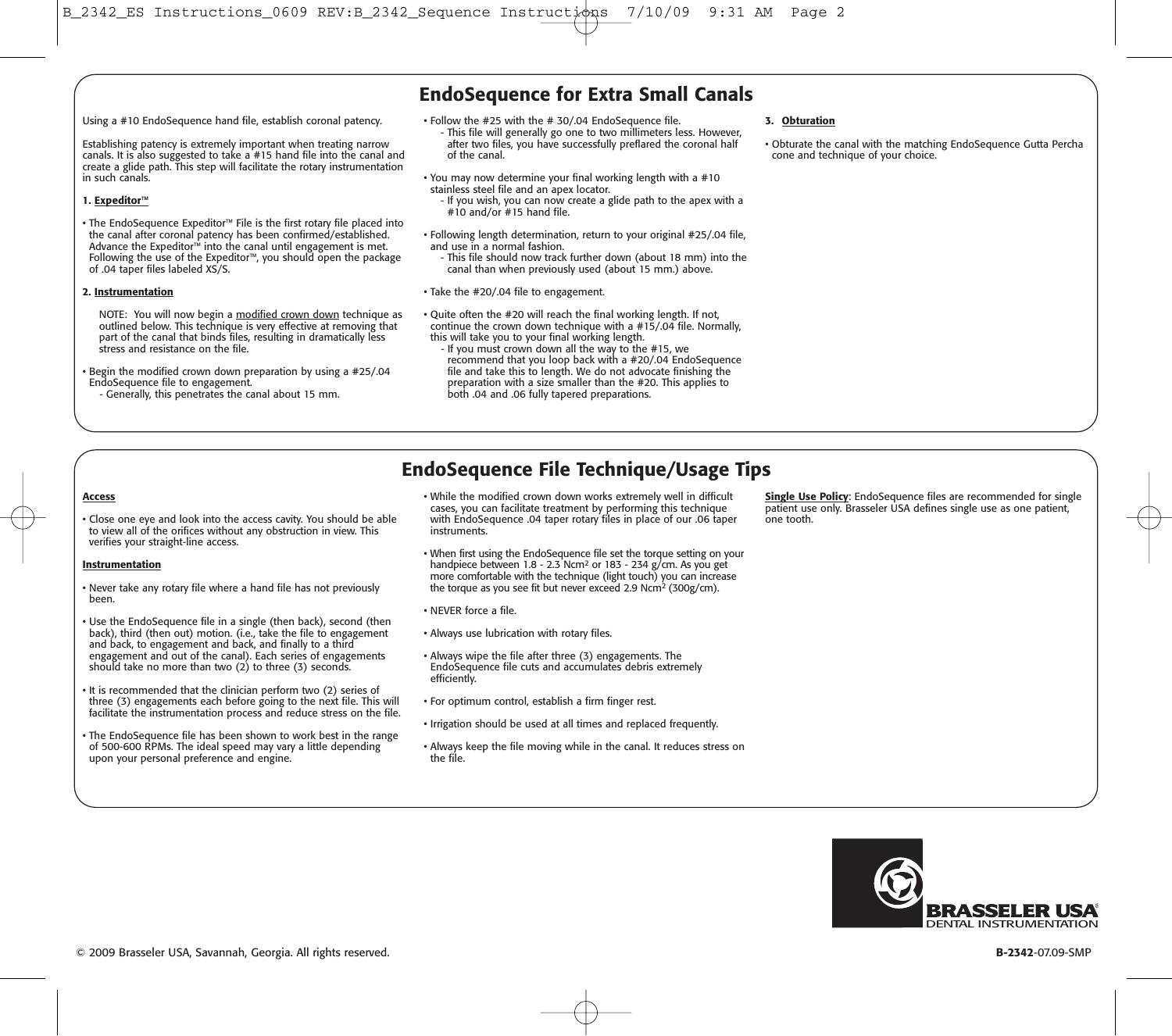# EndoSequence for Extra Small Canals

Using a #10 EndoSequence hand file, establish coronal patency.

Establishing patency is extremely important when treating narrow canals. It is also suggested to take a #15 hand file into the canal and create a glide path. This step will facilitate the rotary instrumentation in such canals.

**1. Expeditor™**

- The EndoSequence Expeditor™ File is the first rotary file placed into the canal after coronal patency has been confirmed/established. Advance the Expeditor™ into the canal until engagement is met. Following the use of the Expeditor™, you should open the package of .04 taper files labeled XS/S.

**2. Instrumentation**

NOTE: You will now begin a modified crown down technique as outlined below. This technique is very effective at removing that part of the canal that binds files, resulting in dramatically less stress and resistance on the file.

- Begin the modified crown down preparation by using a #25/.04 EndoSequence file to engagement.
  - Generally, this penetrates the canal about 15 mm.
- Follow the #25 with the # 30/.04 EndoSequence file.
  - This file will generally go one to two millimeters less. However, after two files, you have successfully preflared the coronal half of the canal.
- You may now determine your final working length with a #10 stainless steel file and an apex locator.
  - If you wish, you can now create a glide path to the apex with a #10 and/or #15 hand file.
- Following length determination, return to your original #25/.04 file, and use in a normal fashion.
  - This file should now track further down (about 18 mm) into the canal than when previously used (about 15 mm.) above.
- Take the #20/.04 file to engagement.
- Quite often the #20 will reach the final working length. If not, continue the crown down technique with a #15/.04 file. Normally, this will take you to your final working length.
  - If you must crown down all the way to the #15, we recommend that you loop back with a #20/.04 EndoSequence file and take this to length. We do not advocate finishing the preparation with a size smaller than the #20. This applies to both .04 and .06 fully tapered preparations.

**3. Obturation**

- Obturate the canal with the matching EndoSequence Gutta Percha cone and technique of your choice.

# EndoSequence File Technique/Usage Tips

**Access**

- Close one eye and look into the access cavity. You should be able to view all of the orifices without any obstruction in view. This verifies your straight-line access.

**Instrumentation**

- Never take any rotary file where a hand file has not previously been.
- Use the EndoSequence file in a single (then back), second (then back), third (then out) motion. (i.e., take the file to engagement and back, to engagement and back, and finally to a third engagement and out of the canal). Each series of engagements should take no more than two (2) to three (3) seconds.
- It is recommended that the clinician perform two (2) series of three (3) engagements each before going to the next file. This will facilitate the instrumentation process and reduce stress on the file.
- The EndoSequence file has been shown to work best in the range of 500-600 RPMs. The ideal speed may vary a little depending upon your personal preference and engine.
- While the modified crown down works extremely well in difficult cases, you can facilitate treatment by performing this technique with EndoSequence .04 taper rotary files in place of our .06 taper instruments.
- When first using the EndoSequence file set the torque setting on your handpiece between 1.8 - 2.3 $Ncm^2$ or 183 - 234 g/cm. As you get more comfortable with the technique (light touch) you can increase the torque as you see fit but never exceed 2.9 $Ncm^2$ (300g/cm).
- NEVER force a file.
- Always use lubrication with rotary files.
- Always wipe the file after three (3) engagements. The EndoSequence file cuts and accumulates debris extremely efficiently.
- For optimum control, establish a firm finger rest.
- Irrigation should be used at all times and replaced frequently.
- Always keep the file moving while in the canal. It reduces stress on the file.

**Single Use Policy**: EndoSequence files are recommended for single patient use only. Brasseler USA defines single use as one patient, one tooth.

BRASSELER USA®
DENTAL INSTRUMENTATION

© 2009 Brasseler USA, Savannah, Georgia. All rights reserved.

**B-2342**-07.09-SMP